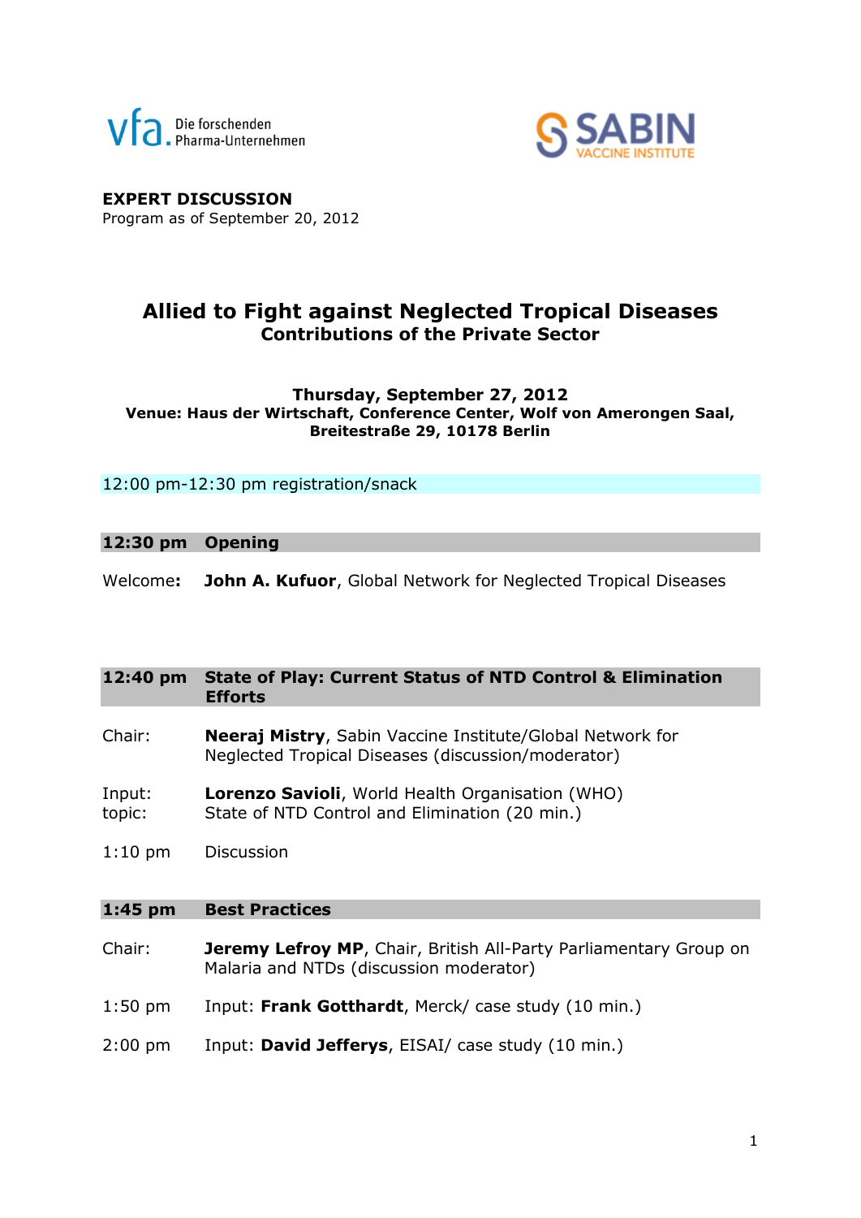vfa. Die forschenden Pharma-Unternehmen

SABIN VACCINE INSTITUTE

**EXPERT DISCUSSION**
Program as of September 20, 2012

# Allied to Fight against Neglected Tropical Diseases
## Contributions of the Private Sector

**Thursday, September 27, 2012**
**Venue: Haus der Wirtschaft, Conference Center, Wolf von Amerongen Saal, Breitestraße 29, 10178 Berlin**

12:00 pm-12:30 pm registration/snack

**12:30 pm Opening**

Welcome**:** **John A. Kufuor**, Global Network for Neglected Tropical Diseases

**12:40 pm State of Play: Current Status of NTD Control & Elimination Efforts**

Chair: **Neeraj Mistry**, Sabin Vaccine Institute/Global Network for Neglected Tropical Diseases (discussion/moderator)

Input: **Lorenzo Savioli**, World Health Organisation (WHO)
topic: State of NTD Control and Elimination (20 min.)

1:10 pm Discussion

**1:45 pm Best Practices**

Chair: **Jeremy Lefroy MP**, Chair, British All-Party Parliamentary Group on Malaria and NTDs (discussion moderator)

1:50 pm Input: **Frank Gotthardt**, Merck/ case study (10 min.)

2:00 pm Input: **David Jefferys**, EISAI/ case study (10 min.)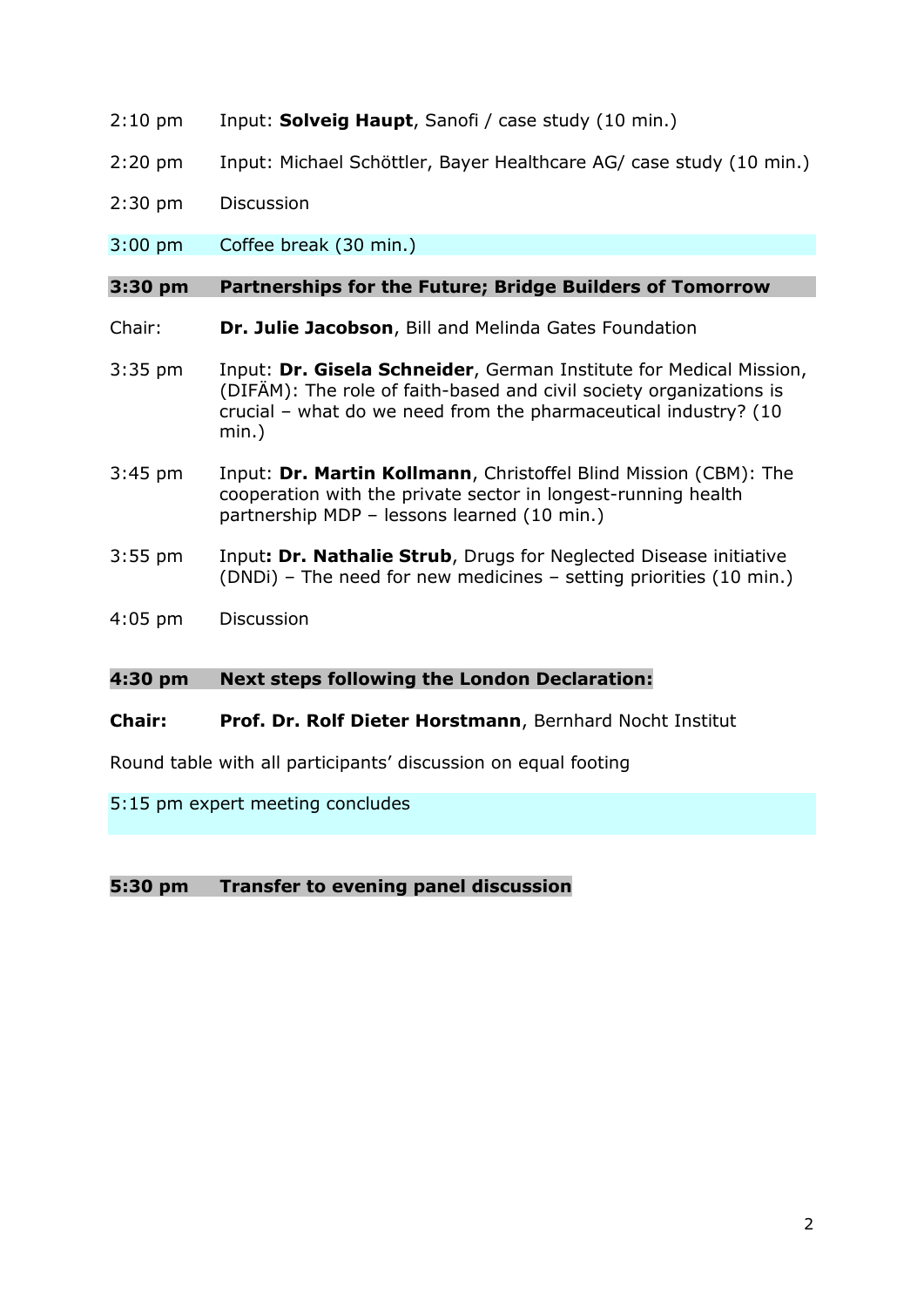2:10 pm Input: **Solveig Haupt**, Sanofi / case study (10 min.)

2:20 pm Input: Michael Schöttler, Bayer Healthcare AG/ case study (10 min.)

2:30 pm Discussion

3:00 pm Coffee break (30 min.)

**3:30 pm Partnerships for the Future; Bridge Builders of Tomorrow**

Chair: **Dr. Julie Jacobson**, Bill and Melinda Gates Foundation

3:35 pm Input: **Dr. Gisela Schneider**, German Institute for Medical Mission, (DIFÄM): The role of faith-based and civil society organizations is crucial – what do we need from the pharmaceutical industry? (10 min.)

3:45 pm Input: **Dr. Martin Kollmann**, Christoffel Blind Mission (CBM): The cooperation with the private sector in longest-running health partnership MDP – lessons learned (10 min.)

3:55 pm Input**: Dr. Nathalie Strub**, Drugs for Neglected Disease initiative (DNDi) – The need for new medicines – setting priorities (10 min.)

4:05 pm Discussion

**4:30 pm Next steps following the London Declaration:**

**Chair: Prof. Dr. Rolf Dieter Horstmann**, Bernhard Nocht Institut

Round table with all participants' discussion on equal footing

5:15 pm expert meeting concludes

**5:30 pm Transfer to evening panel discussion**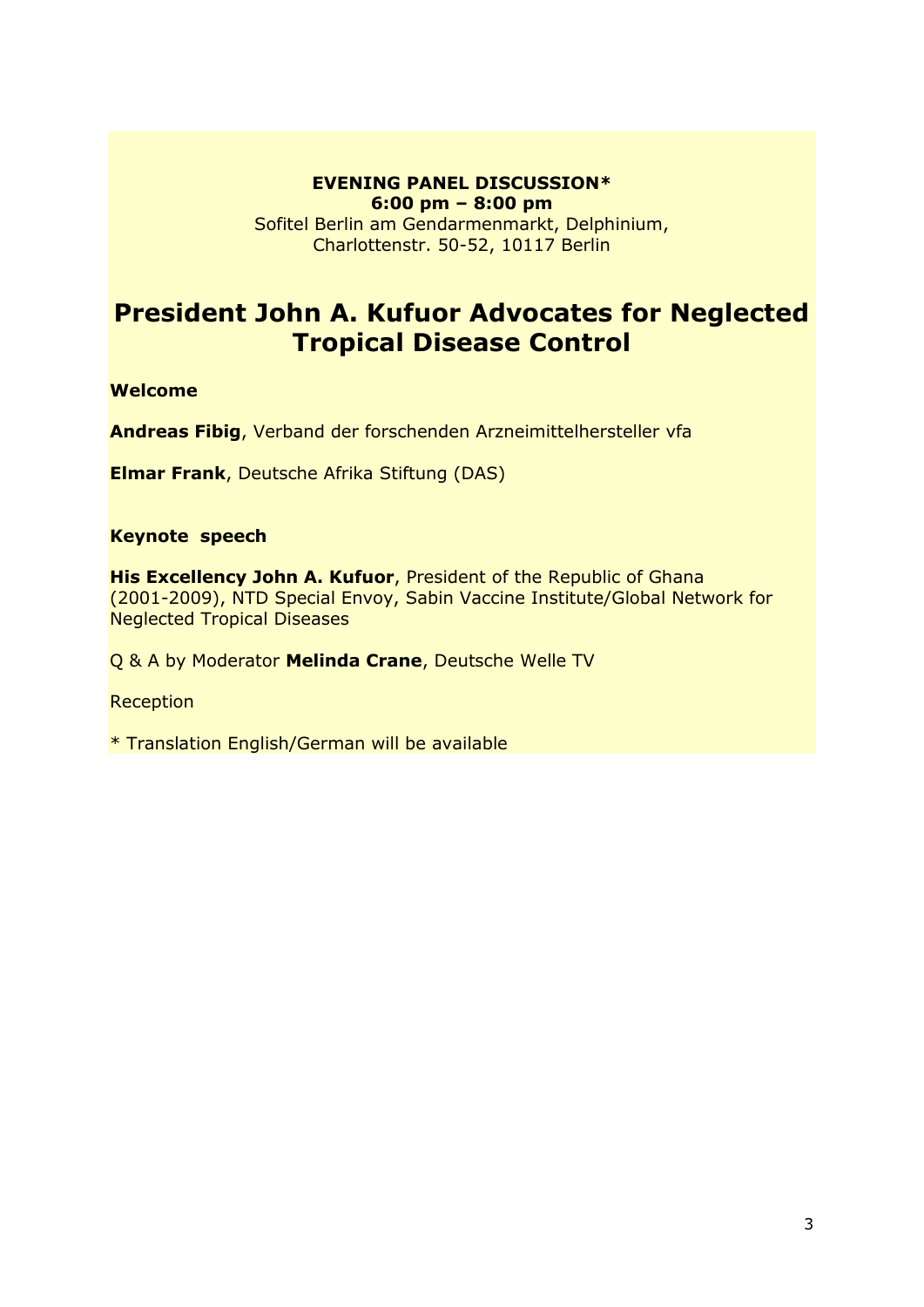**EVENING PANEL DISCUSSION***
**6:00 pm – 8:00 pm**
Sofitel Berlin am Gendarmenmarkt, Delphinium,
Charlottenstr. 50-52, 10117 Berlin

# President John A. Kufuor Advocates for Neglected Tropical Disease Control

**Welcome**

**Andreas Fibig**, Verband der forschenden Arzneimittelhersteller vfa

**Elmar Frank**, Deutsche Afrika Stiftung (DAS)

**Keynote speech**

**His Excellency John A. Kufuor**, President of the Republic of Ghana (2001-2009), NTD Special Envoy, Sabin Vaccine Institute/Global Network for Neglected Tropical Diseases

Q & A by Moderator **Melinda Crane**, Deutsche Welle TV

Reception

* Translation English/German will be available